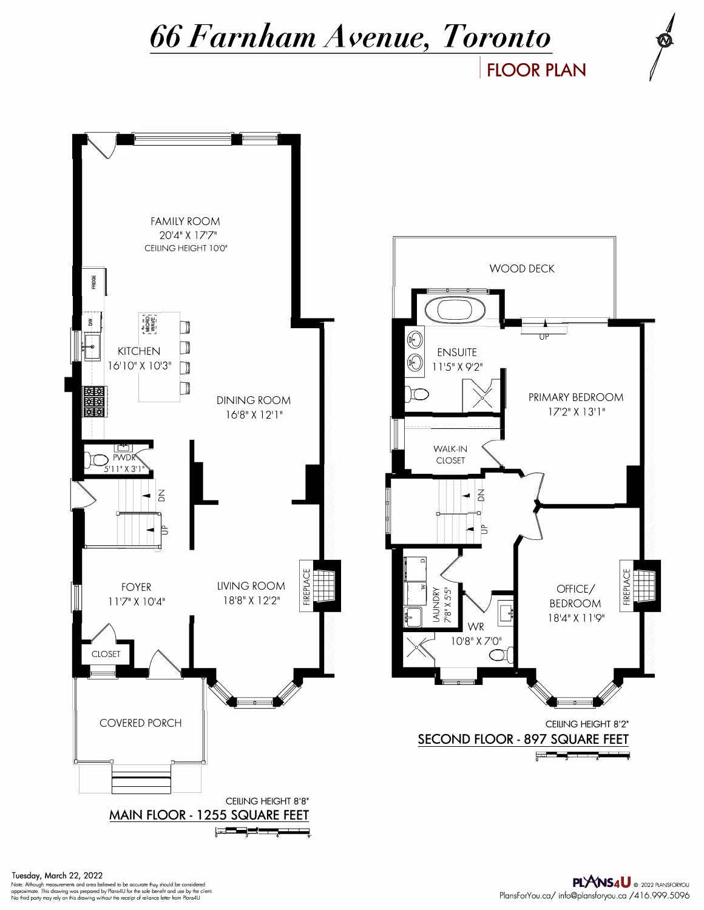# 66 Farnham Avenue, Toronto

## FLOOR PLAN

FAMILY ROOM
20'4" X 17'7"
CEILING HEIGHT 10'0"

FRIDGE

DW

MICRO WAVE

KITCHEN
16'10" X 10'3"

DINING ROOM
16'8" X 12'1"

PWDR
5'11" X 3'1"

DN

UP

FOYER
11'7" X 10'4"

LIVING ROOM
18'8" X 12'2"

FIREPLACE

CLOSET

COVERED PORCH

CEILING HEIGHT 8'8"

**MAIN FLOOR - 1255 SQUARE FEET**

0 3' 6' 9'

WOOD DECK

UP

ENSUITE
11'5" X 9'2"

PRIMARY BEDROOM
17'2" X 13'1"

WALK-IN CLOSET

DN

UP

D

W

LAUNDRY
7'8" X 5'5"

WR
10'8" X 7'0"

OFFICE/ BEDROOM
18'4" X 11'9"

FIREPLACE

CEILING HEIGHT 8'2"

**SECOND FLOOR - 897 SQUARE FEET**

0 3' 6' 9'

Tuesday, March 22, 2022

Note: Although measurements and area believed to be accurate they should be considered approximate. This drawing was prepared by Plans4U for the sole benefit and use by the client. No third party may rely on this drawing without the receipt of reliance letter from Plans4U

PLANS4U © 2022 PLANSFORYOU

PlansForYou.ca/ info@plansforyou.ca /416.999.5096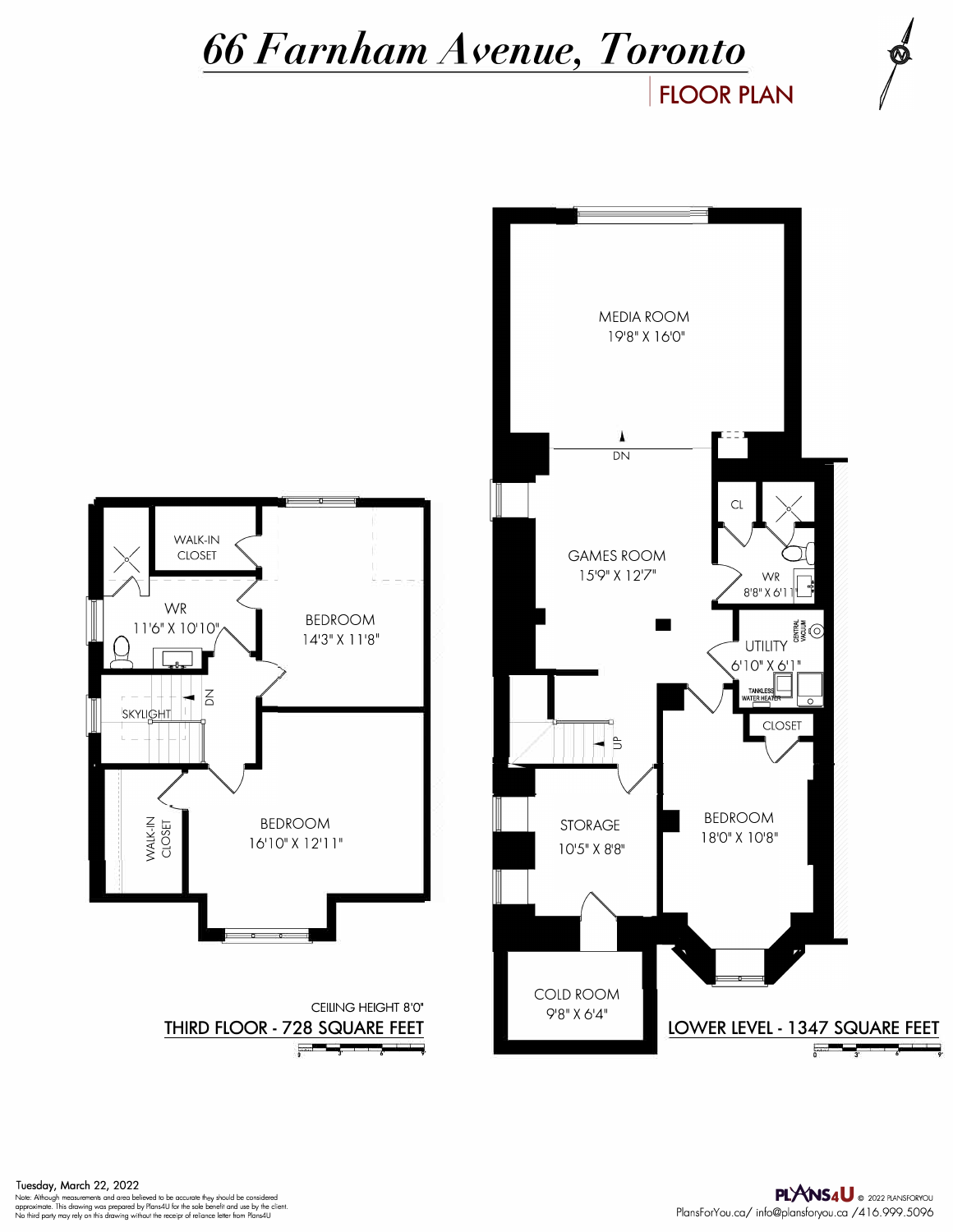# 66 Farnham Avenue, Toronto

FLOOR PLAN

WALK-IN CLOSET

WR
11'6" X 10'10"

BEDROOM
14'3" X 11'8"

SKYLIGHT

DN

BEDROOM
16'10" X 12'11"

WALK-IN CLOSET

CEILING HEIGHT 8'0"

THIRD FLOOR - 728 SQUARE FEET

MEDIA ROOM
19'8" X 16'0"

DN

CL

GAMES ROOM
15'9" X 12'7"

WR
8'8" X 6'11"

CENTRAL VACUUM

UTILITY
6'10" X 6'1"

TANKLESS WATER HEATER

CLOSET

UP

STORAGE
10'5" X 8'8"

BEDROOM
18'0" X 10'8"

COLD ROOM
9'8" X 6'4"

LOWER LEVEL - 1347 SQUARE FEET

Tuesday, March 22, 2022

Note: Although measurements and area believed to be accurate they should be considered approximate. This drawing was prepared by Plans4U for the sole benefit and use by the client. No third party may rely on this drawing without the receipt of reliance letter from Plans4U

PLANS4U © 2022 PLANSFORYOU

PlansForYou.ca/ info@plansforyou.ca /416.999.5096